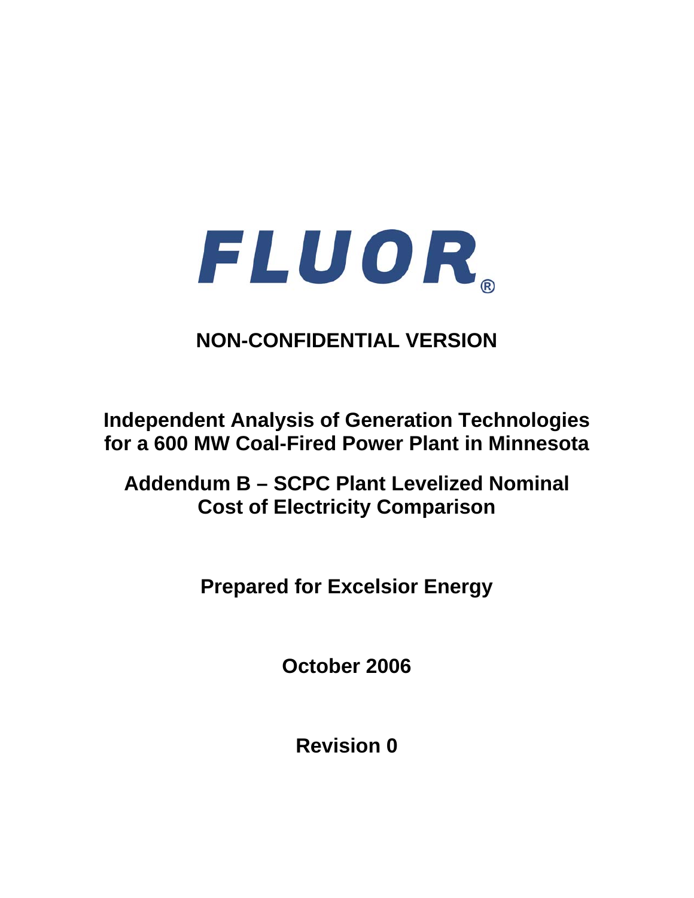FLUOR®

**NON-CONFIDENTIAL VERSION**

# Independent Analysis of Generation Technologies for a 600 MW Coal-Fired Power Plant in Minnesota

## Addendum B – SCPC Plant Levelized Nominal Cost of Electricity Comparison

**Prepared for Excelsior Energy**

**October 2006**

**Revision 0**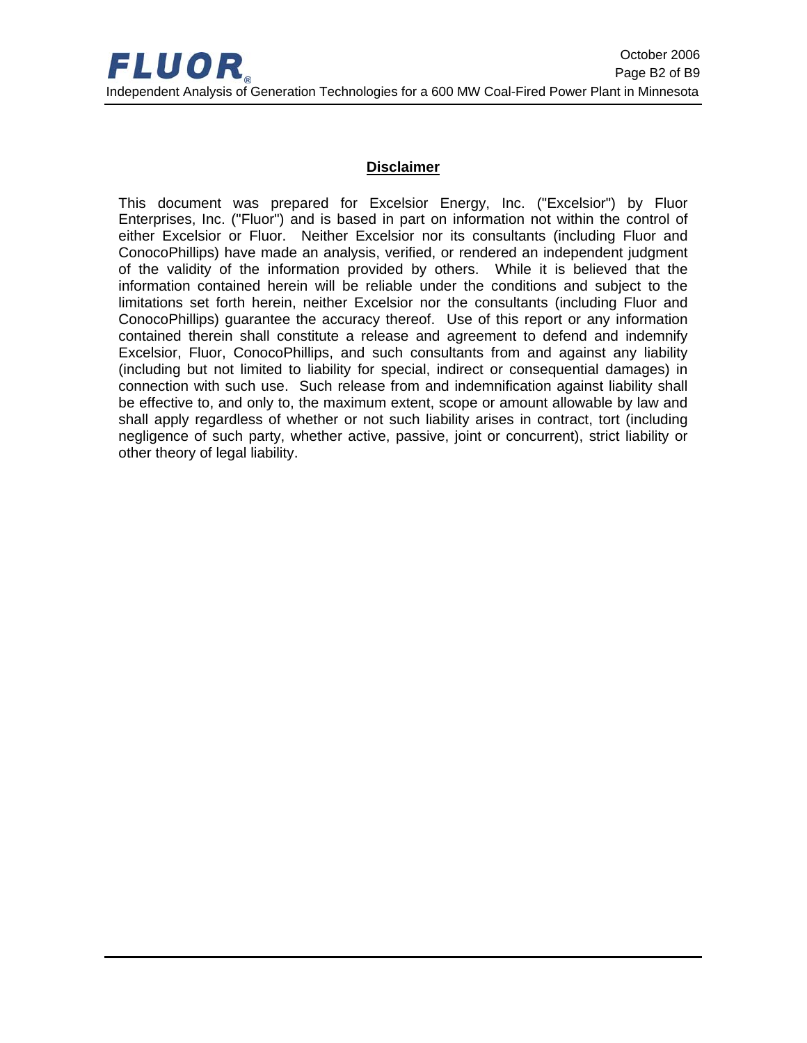## Disclaimer

This document was prepared for Excelsior Energy, Inc. ("Excelsior") by Fluor Enterprises, Inc. ("Fluor") and is based in part on information not within the control of either Excelsior or Fluor. Neither Excelsior nor its consultants (including Fluor and ConocoPhillips) have made an analysis, verified, or rendered an independent judgment of the validity of the information provided by others. While it is believed that the information contained herein will be reliable under the conditions and subject to the limitations set forth herein, neither Excelsior nor the consultants (including Fluor and ConocoPhillips) guarantee the accuracy thereof. Use of this report or any information contained therein shall constitute a release and agreement to defend and indemnify Excelsior, Fluor, ConocoPhillips, and such consultants from and against any liability (including but not limited to liability for special, indirect or consequential damages) in connection with such use. Such release from and indemnification against liability shall be effective to, and only to, the maximum extent, scope or amount allowable by law and shall apply regardless of whether or not such liability arises in contract, tort (including negligence of such party, whether active, passive, joint or concurrent), strict liability or other theory of legal liability.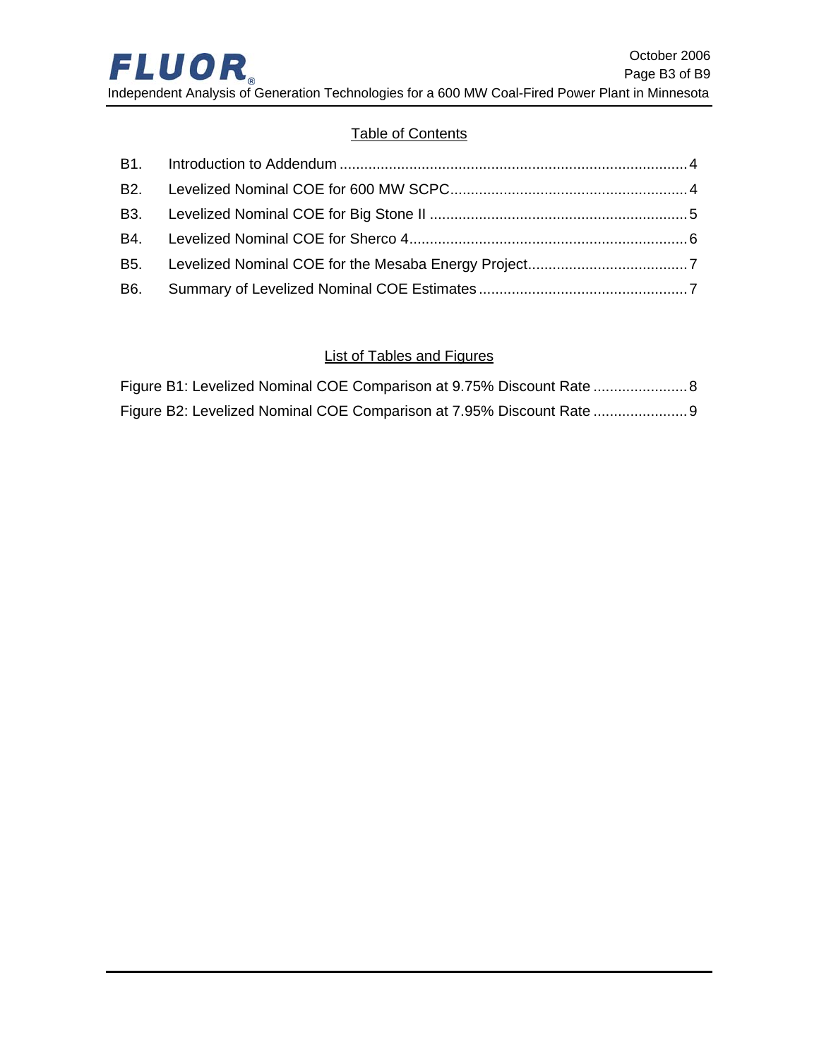## Table of Contents

B1. Introduction to Addendum ..................................................................................... 4

B2. Levelized Nominal COE for 600 MW SCPC.......................................................... 4

B3. Levelized Nominal COE for Big Stone II ............................................................... 5

B4. Levelized Nominal COE for Sherco 4.................................................................... 6

B5. Levelized Nominal COE for the Mesaba Energy Project...................................... 7

B6. Summary of Levelized Nominal COE Estimates ................................................... 7

## List of Tables and Figures

Figure B1: Levelized Nominal COE Comparison at 9.75% Discount Rate ....................... 8

Figure B2: Levelized Nominal COE Comparison at 7.95% Discount Rate ....................... 9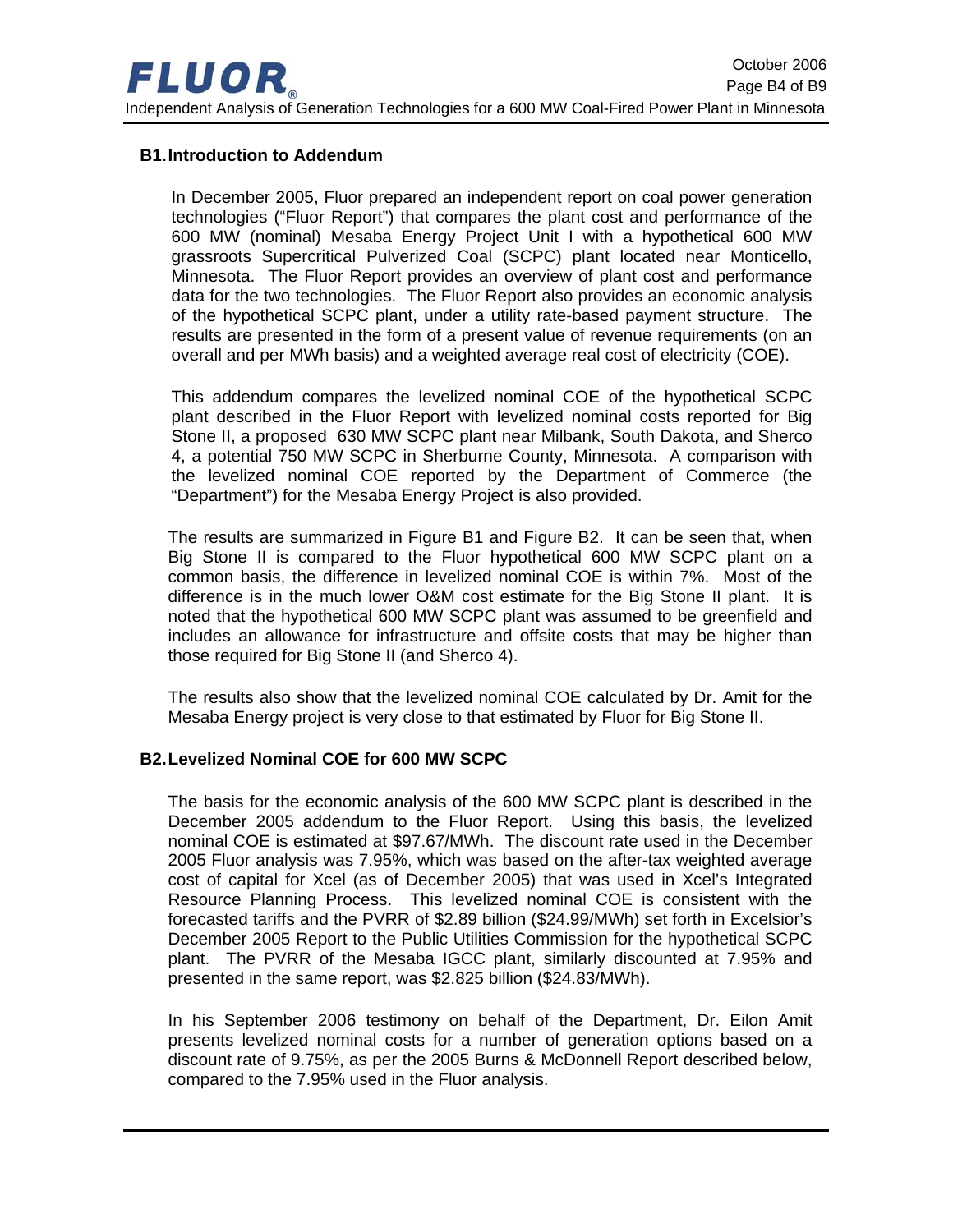## B1. Introduction to Addendum

In December 2005, Fluor prepared an independent report on coal power generation technologies ("Fluor Report") that compares the plant cost and performance of the 600 MW (nominal) Mesaba Energy Project Unit I with a hypothetical 600 MW grassroots Supercritical Pulverized Coal (SCPC) plant located near Monticello, Minnesota. The Fluor Report provides an overview of plant cost and performance data for the two technologies. The Fluor Report also provides an economic analysis of the hypothetical SCPC plant, under a utility rate-based payment structure. The results are presented in the form of a present value of revenue requirements (on an overall and per MWh basis) and a weighted average real cost of electricity (COE).

This addendum compares the levelized nominal COE of the hypothetical SCPC plant described in the Fluor Report with levelized nominal costs reported for Big Stone II, a proposed 630 MW SCPC plant near Milbank, South Dakota, and Sherco 4, a potential 750 MW SCPC in Sherburne County, Minnesota. A comparison with the levelized nominal COE reported by the Department of Commerce (the "Department") for the Mesaba Energy Project is also provided.

The results are summarized in Figure B1 and Figure B2. It can be seen that, when Big Stone II is compared to the Fluor hypothetical 600 MW SCPC plant on a common basis, the difference in levelized nominal COE is within 7%. Most of the difference is in the much lower O&M cost estimate for the Big Stone II plant. It is noted that the hypothetical 600 MW SCPC plant was assumed to be greenfield and includes an allowance for infrastructure and offsite costs that may be higher than those required for Big Stone II (and Sherco 4).

The results also show that the levelized nominal COE calculated by Dr. Amit for the Mesaba Energy project is very close to that estimated by Fluor for Big Stone II.

## B2. Levelized Nominal COE for 600 MW SCPC

The basis for the economic analysis of the 600 MW SCPC plant is described in the December 2005 addendum to the Fluor Report. Using this basis, the levelized nominal COE is estimated at $97.67/MWh. The discount rate used in the December 2005 Fluor analysis was 7.95%, which was based on the after-tax weighted average cost of capital for Xcel (as of December 2005) that was used in Xcel's Integrated Resource Planning Process. This levelized nominal COE is consistent with the forecasted tariffs and the PVRR of $2.89 billion ($24.99/MWh) set forth in Excelsior's December 2005 Report to the Public Utilities Commission for the hypothetical SCPC plant. The PVRR of the Mesaba IGCC plant, similarly discounted at 7.95% and presented in the same report, was $2.825 billion ($24.83/MWh).

In his September 2006 testimony on behalf of the Department, Dr. Eilon Amit presents levelized nominal costs for a number of generation options based on a discount rate of 9.75%, as per the 2005 Burns & McDonnell Report described below, compared to the 7.95% used in the Fluor analysis.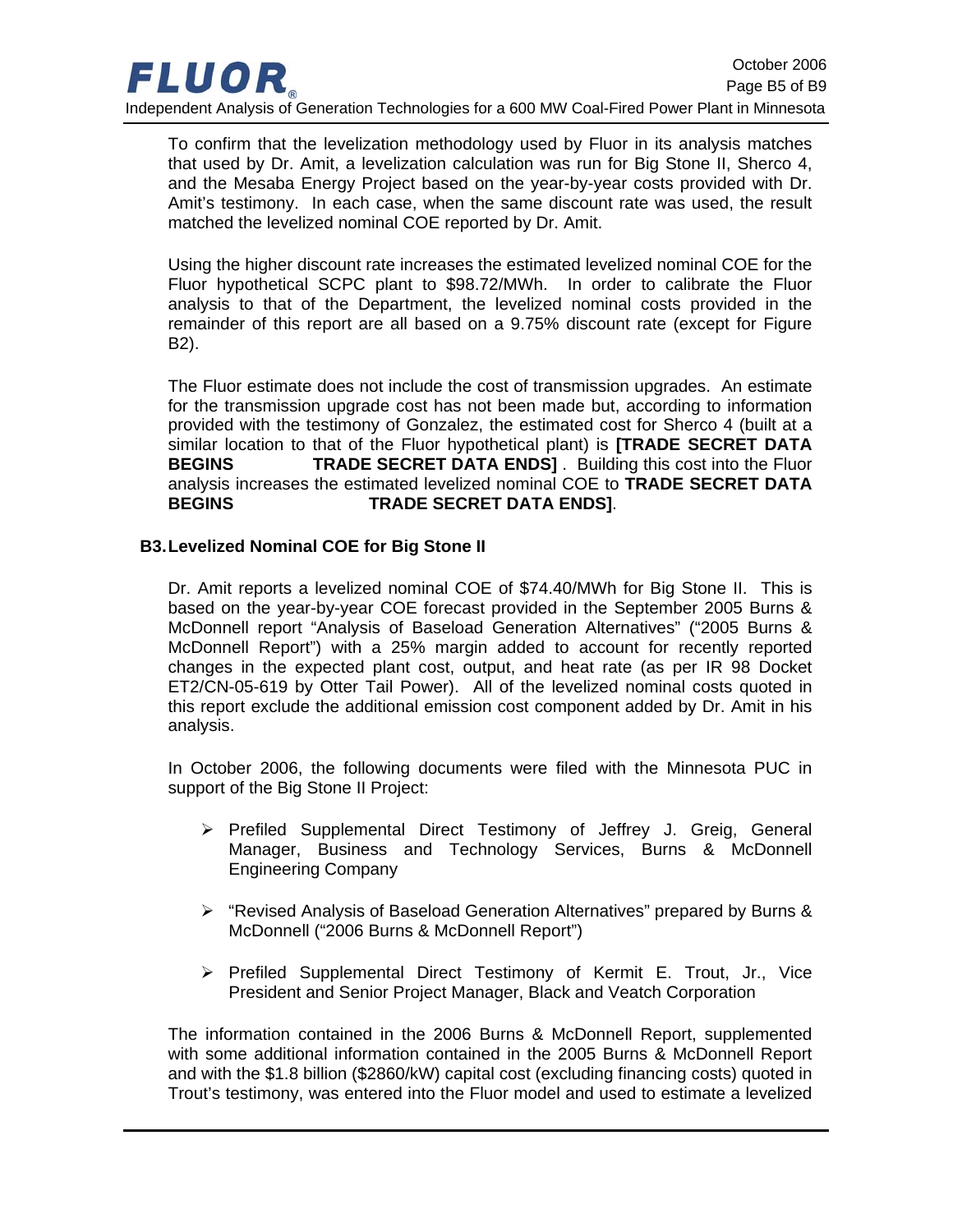To confirm that the levelization methodology used by Fluor in its analysis matches that used by Dr. Amit, a levelization calculation was run for Big Stone II, Sherco 4, and the Mesaba Energy Project based on the year-by-year costs provided with Dr. Amit's testimony. In each case, when the same discount rate was used, the result matched the levelized nominal COE reported by Dr. Amit.

Using the higher discount rate increases the estimated levelized nominal COE for the Fluor hypothetical SCPC plant to $98.72/MWh. In order to calibrate the Fluor analysis to that of the Department, the levelized nominal costs provided in the remainder of this report are all based on a 9.75% discount rate (except for Figure B2).

The Fluor estimate does not include the cost of transmission upgrades. An estimate for the transmission upgrade cost has not been made but, according to information provided with the testimony of Gonzalez, the estimated cost for Sherco 4 (built at a similar location to that of the Fluor hypothetical plant) is **[TRADE SECRET DATA BEGINS TRADE SECRET DATA ENDS]** . Building this cost into the Fluor analysis increases the estimated levelized nominal COE to **TRADE SECRET DATA BEGINS TRADE SECRET DATA ENDS]**.

## B3. Levelized Nominal COE for Big Stone II

Dr. Amit reports a levelized nominal COE of $74.40/MWh for Big Stone II. This is based on the year-by-year COE forecast provided in the September 2005 Burns & McDonnell report "Analysis of Baseload Generation Alternatives" ("2005 Burns & McDonnell Report") with a 25% margin added to account for recently reported changes in the expected plant cost, output, and heat rate (as per IR 98 Docket ET2/CN-05-619 by Otter Tail Power). All of the levelized nominal costs quoted in this report exclude the additional emission cost component added by Dr. Amit in his analysis.

In October 2006, the following documents were filed with the Minnesota PUC in support of the Big Stone II Project:

- Prefiled Supplemental Direct Testimony of Jeffrey J. Greig, General Manager, Business and Technology Services, Burns & McDonnell Engineering Company
- "Revised Analysis of Baseload Generation Alternatives" prepared by Burns & McDonnell ("2006 Burns & McDonnell Report")
- Prefiled Supplemental Direct Testimony of Kermit E. Trout, Jr., Vice President and Senior Project Manager, Black and Veatch Corporation

The information contained in the 2006 Burns & McDonnell Report, supplemented with some additional information contained in the 2005 Burns & McDonnell Report and with the $1.8 billion ($2860/kW) capital cost (excluding financing costs) quoted in Trout's testimony, was entered into the Fluor model and used to estimate a levelized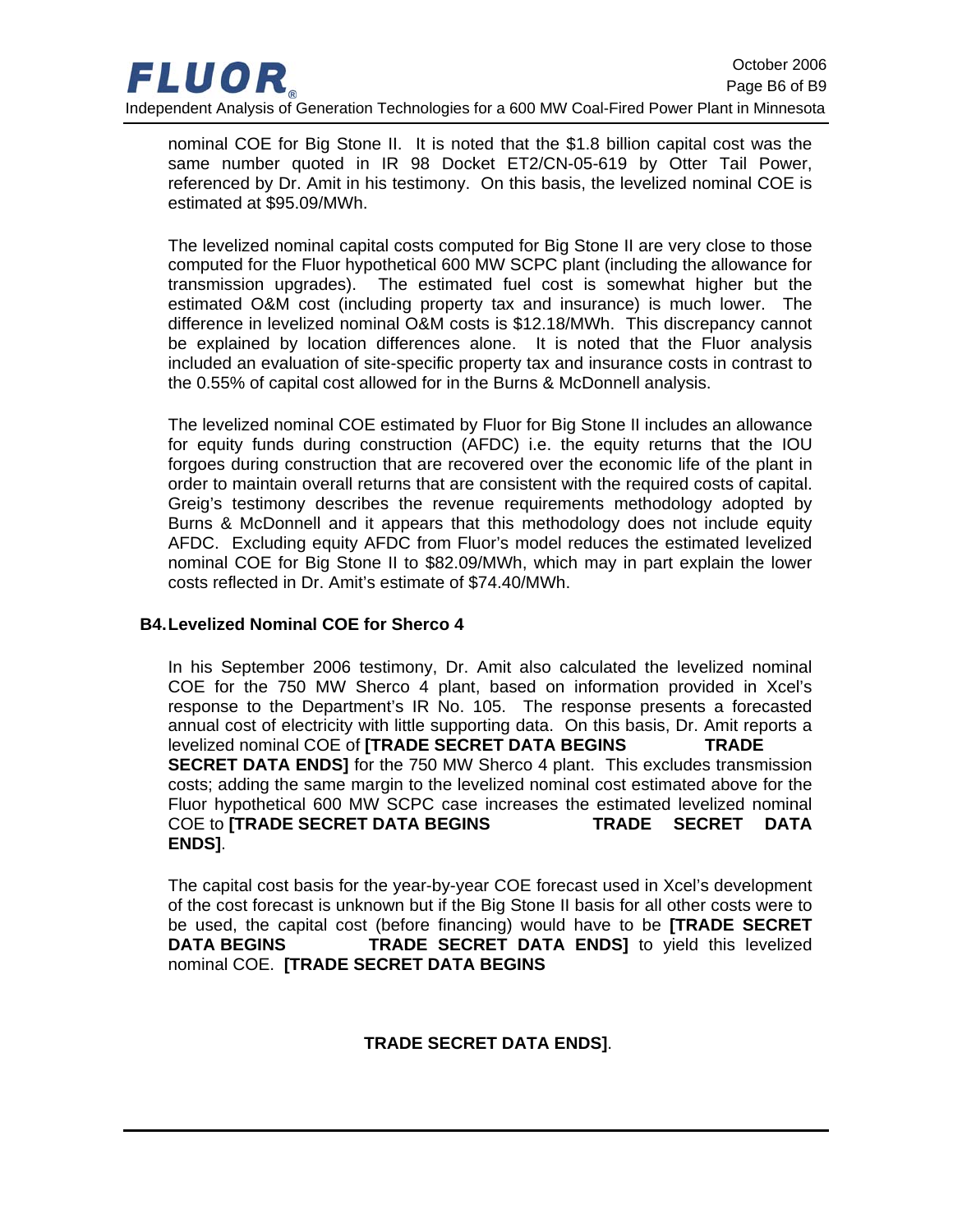nominal COE for Big Stone II. It is noted that the $1.8 billion capital cost was the same number quoted in IR 98 Docket ET2/CN-05-619 by Otter Tail Power, referenced by Dr. Amit in his testimony. On this basis, the levelized nominal COE is estimated at $95.09/MWh.

The levelized nominal capital costs computed for Big Stone II are very close to those computed for the Fluor hypothetical 600 MW SCPC plant (including the allowance for transmission upgrades). The estimated fuel cost is somewhat higher but the estimated O&M cost (including property tax and insurance) is much lower. The difference in levelized nominal O&M costs is $12.18/MWh. This discrepancy cannot be explained by location differences alone. It is noted that the Fluor analysis included an evaluation of site-specific property tax and insurance costs in contrast to the 0.55% of capital cost allowed for in the Burns & McDonnell analysis.

The levelized nominal COE estimated by Fluor for Big Stone II includes an allowance for equity funds during construction (AFDC) i.e. the equity returns that the IOU forgoes during construction that are recovered over the economic life of the plant in order to maintain overall returns that are consistent with the required costs of capital. Greig's testimony describes the revenue requirements methodology adopted by Burns & McDonnell and it appears that this methodology does not include equity AFDC. Excluding equity AFDC from Fluor's model reduces the estimated levelized nominal COE for Big Stone II to $82.09/MWh, which may in part explain the lower costs reflected in Dr. Amit's estimate of $74.40/MWh.

## B4. Levelized Nominal COE for Sherco 4

In his September 2006 testimony, Dr. Amit also calculated the levelized nominal COE for the 750 MW Sherco 4 plant, based on information provided in Xcel's response to the Department's IR No. 105. The response presents a forecasted annual cost of electricity with little supporting data. On this basis, Dr. Amit reports a levelized nominal COE of **[TRADE SECRET DATA BEGINS TRADE SECRET DATA ENDS]** for the 750 MW Sherco 4 plant. This excludes transmission costs; adding the same margin to the levelized nominal cost estimated above for the Fluor hypothetical 600 MW SCPC case increases the estimated levelized nominal COE to **[TRADE SECRET DATA BEGINS TRADE SECRET DATA ENDS]**.

The capital cost basis for the year-by-year COE forecast used in Xcel's development of the cost forecast is unknown but if the Big Stone II basis for all other costs were to be used, the capital cost (before financing) would have to be **[TRADE SECRET DATA BEGINS TRADE SECRET DATA ENDS]** to yield this levelized nominal COE. **[TRADE SECRET DATA BEGINS**

**TRADE SECRET DATA ENDS]**.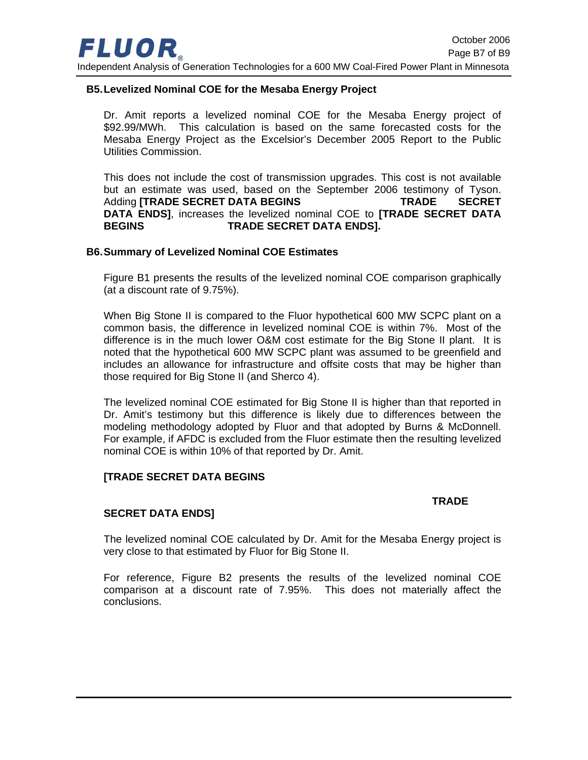## B5. Levelized Nominal COE for the Mesaba Energy Project

Dr. Amit reports a levelized nominal COE for the Mesaba Energy project of $92.99/MWh. This calculation is based on the same forecasted costs for the Mesaba Energy Project as the Excelsior's December 2005 Report to the Public Utilities Commission.

This does not include the cost of transmission upgrades. This cost is not available but an estimate was used, based on the September 2006 testimony of Tyson. Adding **[TRADE SECRET DATA BEGINS TRADE SECRET DATA ENDS]**, increases the levelized nominal COE to **[TRADE SECRET DATA BEGINS TRADE SECRET DATA ENDS].**

## B6. Summary of Levelized Nominal COE Estimates

Figure B1 presents the results of the levelized nominal COE comparison graphically (at a discount rate of 9.75%).

When Big Stone II is compared to the Fluor hypothetical 600 MW SCPC plant on a common basis, the difference in levelized nominal COE is within 7%. Most of the difference is in the much lower O&M cost estimate for the Big Stone II plant. It is noted that the hypothetical 600 MW SCPC plant was assumed to be greenfield and includes an allowance for infrastructure and offsite costs that may be higher than those required for Big Stone II (and Sherco 4).

The levelized nominal COE estimated for Big Stone II is higher than that reported in Dr. Amit's testimony but this difference is likely due to differences between the modeling methodology adopted by Fluor and that adopted by Burns & McDonnell. For example, if AFDC is excluded from the Fluor estimate then the resulting levelized nominal COE is within 10% of that reported by Dr. Amit.

**[TRADE SECRET DATA BEGINS**

**TRADE SECRET DATA ENDS]**

The levelized nominal COE calculated by Dr. Amit for the Mesaba Energy project is very close to that estimated by Fluor for Big Stone II.

For reference, Figure B2 presents the results of the levelized nominal COE comparison at a discount rate of 7.95%. This does not materially affect the conclusions.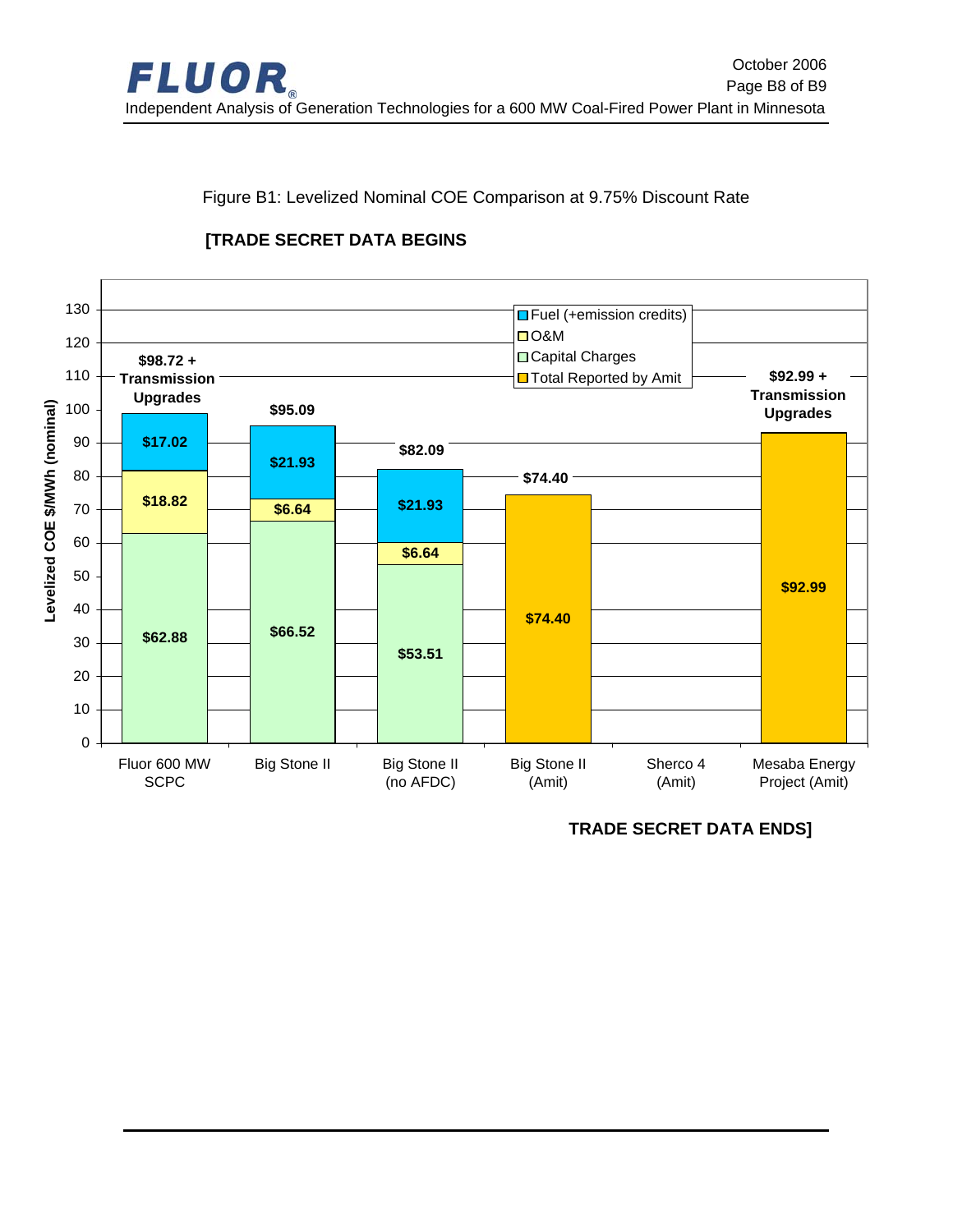Figure B1: Levelized Nominal COE Comparison at 9.75% Discount Rate

**[TRADE SECRET DATA BEGINS**

| | Fluor 600 MW SCPC | Big Stone II | Big Stone II (no AFDC) | Big Stone II (Amit) | Sherco 4 (Amit) | Mesaba Energy Project (Amit) |
|---|---|---|---|---|---|---|
| Fuel (+emission credits) | $17.02 | $21.93 | $21.93 | | | |
| O&M | $18.82 | $6.64 | $6.64 | | | |
| Capital Charges | $62.88 | $66.52 | $53.51 | | | |
| Total Reported by Amit | | | | $74.40 | | $92.99 |
| Total | $98.72 + Transmission Upgrades | $95.09 | $82.09 | $74.40 | | $92.99 + Transmission Upgrades |

Y-axis: Levelized COE $/MWh (nominal)

**TRADE SECRET DATA ENDS]**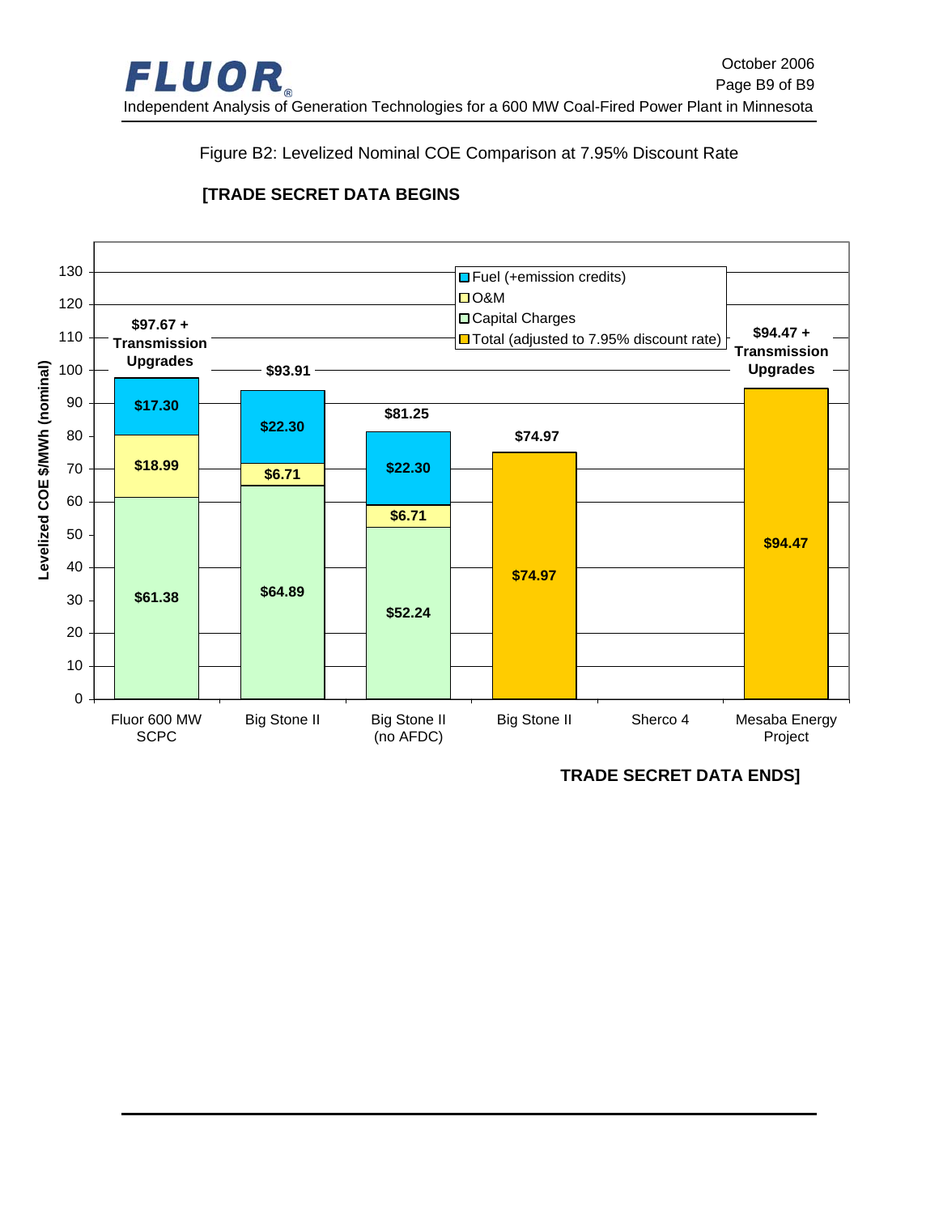Figure B2: Levelized Nominal COE Comparison at 7.95% Discount Rate

**[TRADE SECRET DATA BEGINS**

Levelized COE $/MWh (nominal)

0
10
20
30
40
50
60
70
80
90
100
110
120
130

Fuel (+emission credits)
O&M
Capital Charges
Total (adjusted to 7.95% discount rate)

**$97.67 + Transmission Upgrades**
**$17.30**
**$18.99**
**$61.38**
Fluor 600 MW SCPC

**$93.91**
**$22.30**
**$6.71**
**$64.89**
Big Stone II

**$81.25**
**$22.30**
**$6.71**
**$52.24**
Big Stone II (no AFDC)

**$74.97**
**$74.97**
Big Stone II

Sherco 4

**$94.47 + Transmission Upgrades**
**$94.47**
Mesaba Energy Project

**TRADE SECRET DATA ENDS]**